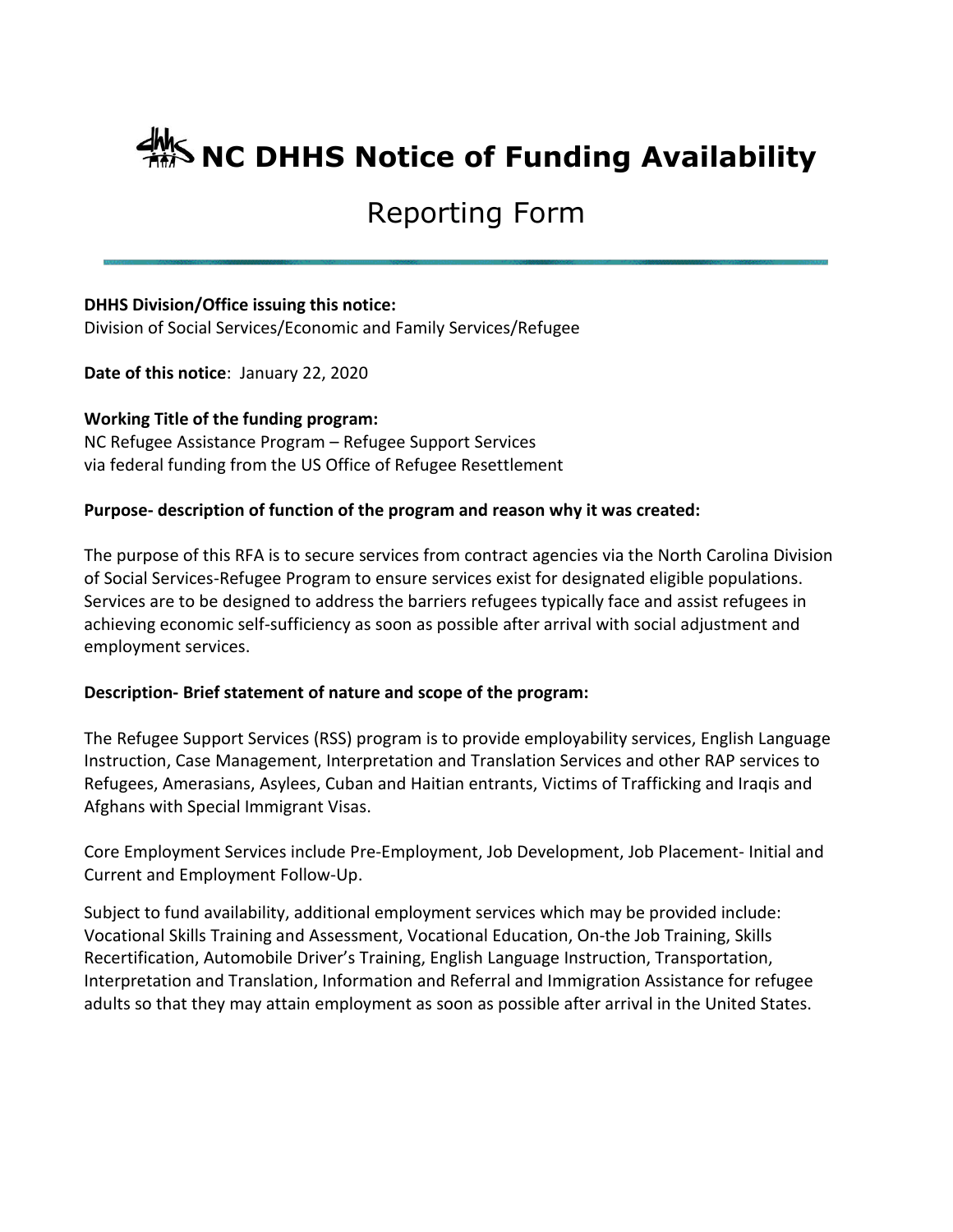# NC DHHS Notice of Funding Availability

## Reporting Form

**DHHS Division/Office issuing this notice:**
Division of Social Services/Economic and Family Services/Refugee

**Date of this notice**: January 22, 2020

**Working Title of the funding program:**
NC Refugee Assistance Program – Refugee Support Services
via federal funding from the US Office of Refugee Resettlement

**Purpose- description of function of the program and reason why it was created:**

The purpose of this RFA is to secure services from contract agencies via the North Carolina Division of Social Services-Refugee Program to ensure services exist for designated eligible populations. Services are to be designed to address the barriers refugees typically face and assist refugees in achieving economic self-sufficiency as soon as possible after arrival with social adjustment and employment services.

**Description- Brief statement of nature and scope of the program:**

The Refugee Support Services (RSS) program is to provide employability services, English Language Instruction, Case Management, Interpretation and Translation Services and other RAP services to Refugees, Amerasians, Asylees, Cuban and Haitian entrants, Victims of Trafficking and Iraqis and Afghans with Special Immigrant Visas.

Core Employment Services include Pre-Employment, Job Development, Job Placement- Initial and Current and Employment Follow-Up.

Subject to fund availability, additional employment services which may be provided include: Vocational Skills Training and Assessment, Vocational Education, On-the Job Training, Skills Recertification, Automobile Driver's Training, English Language Instruction, Transportation, Interpretation and Translation, Information and Referral and Immigration Assistance for refugee adults so that they may attain employment as soon as possible after arrival in the United States.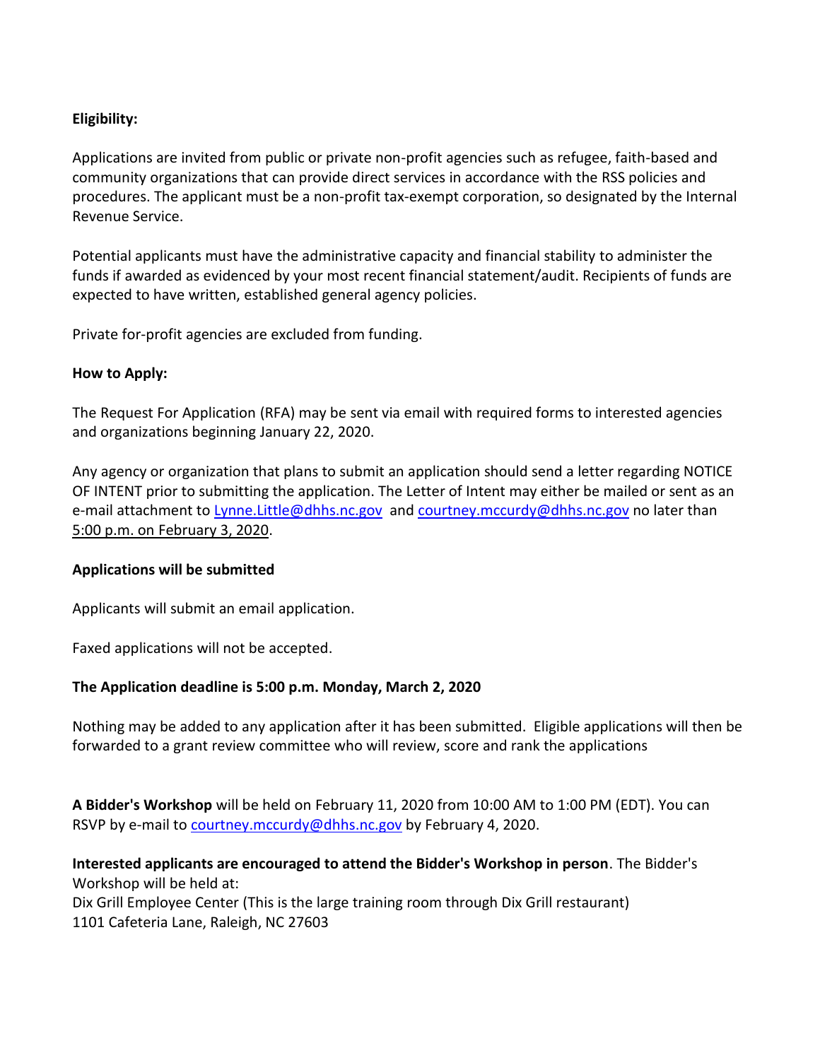**Eligibility:**

Applications are invited from public or private non-profit agencies such as refugee, faith-based and community organizations that can provide direct services in accordance with the RSS policies and procedures. The applicant must be a non-profit tax-exempt corporation, so designated by the Internal Revenue Service.

Potential applicants must have the administrative capacity and financial stability to administer the funds if awarded as evidenced by your most recent financial statement/audit. Recipients of funds are expected to have written, established general agency policies.

Private for-profit agencies are excluded from funding.

**How to Apply:**

The Request For Application (RFA) may be sent via email with required forms to interested agencies and organizations beginning January 22, 2020.

Any agency or organization that plans to submit an application should send a letter regarding NOTICE OF INTENT prior to submitting the application. The Letter of Intent may either be mailed or sent as an e-mail attachment to Lynne.Little@dhhs.nc.gov and courtney.mccurdy@dhhs.nc.gov no later than 5:00 p.m. on February 3, 2020.

**Applications will be submitted**

Applicants will submit an email application.

Faxed applications will not be accepted.

**The Application deadline is 5:00 p.m. Monday, March 2, 2020**

Nothing may be added to any application after it has been submitted. Eligible applications will then be forwarded to a grant review committee who will review, score and rank the applications

**A Bidder's Workshop** will be held on February 11, 2020 from 10:00 AM to 1:00 PM (EDT). You can RSVP by e-mail to courtney.mccurdy@dhhs.nc.gov by February 4, 2020.

**Interested applicants are encouraged to attend the Bidder's Workshop in person**. The Bidder's Workshop will be held at:
Dix Grill Employee Center (This is the large training room through Dix Grill restaurant)
1101 Cafeteria Lane, Raleigh, NC 27603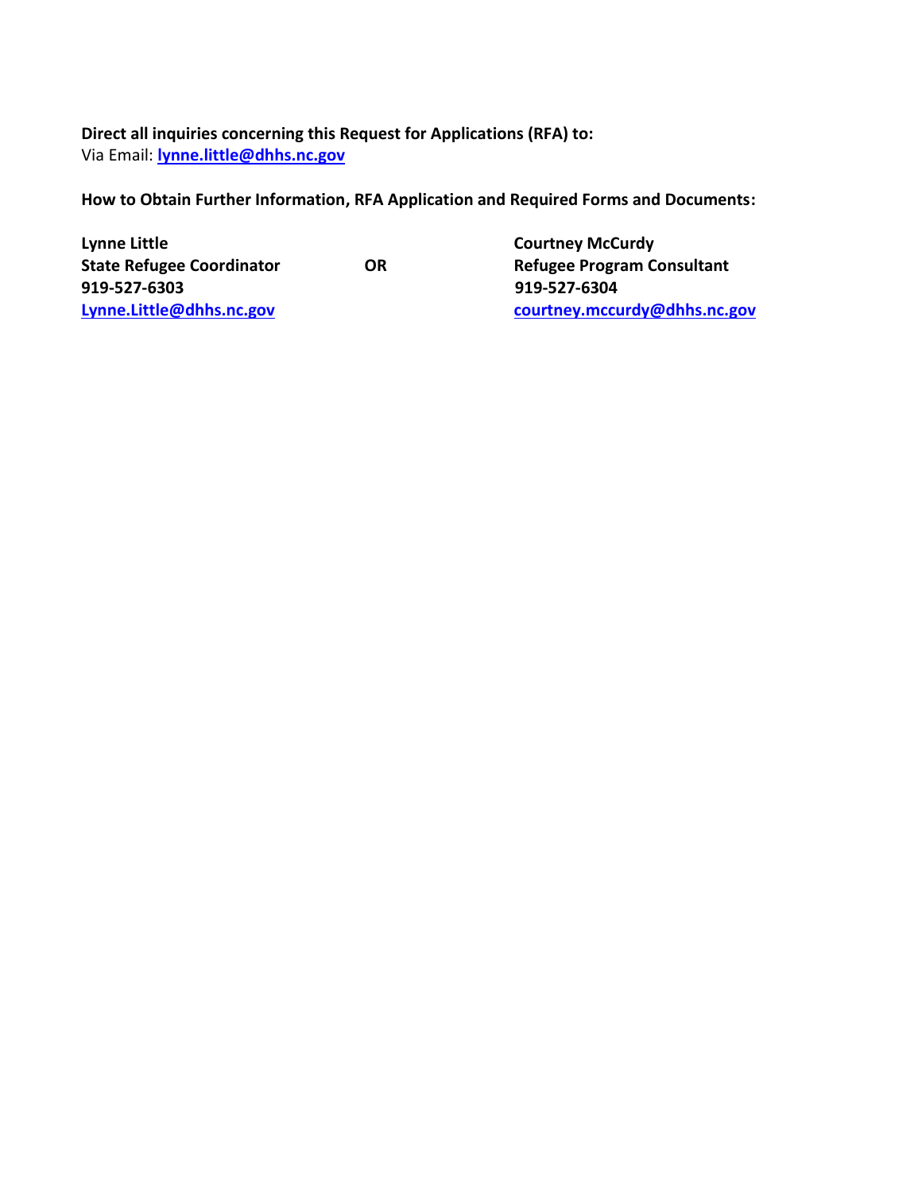**Direct all inquiries concerning this Request for Applications (RFA) to:**
Via Email: **lynne.little@dhhs.nc.gov**

**How to Obtain Further Information, RFA Application and Required Forms and Documents:**

| | | |
|---|---|---|
| **Lynne Little** | | **Courtney McCurdy** |
| **State Refugee Coordinator** | **OR** | **Refugee Program Consultant** |
| **919-527-6303** | | **919-527-6304** |
| **Lynne.Little@dhhs.nc.gov** | | **courtney.mccurdy@dhhs.nc.gov** |